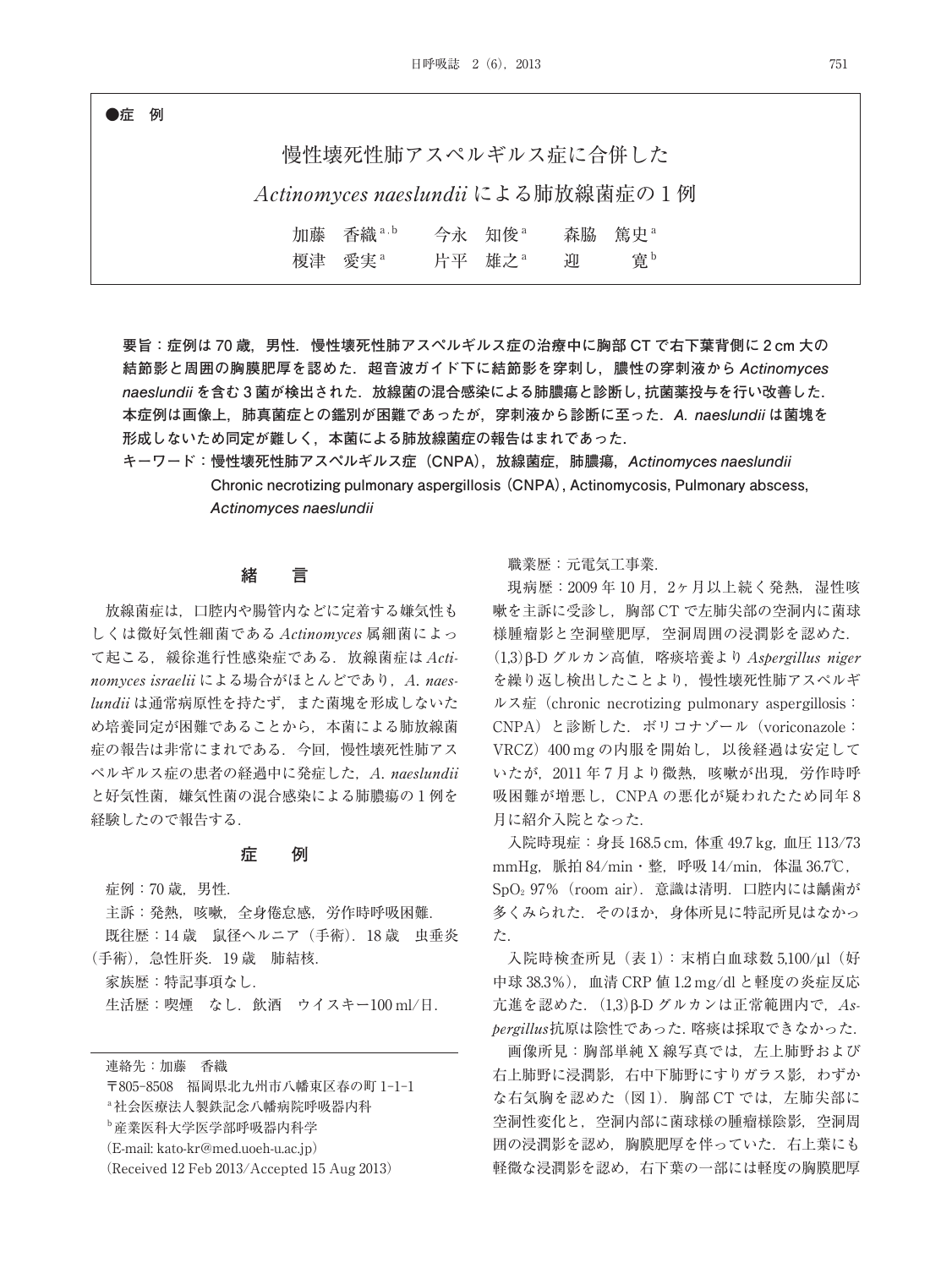●症　例

# 慢性壊死性肺アスペルギルス症に合併した *Actinomyces naeslundii* による肺放線菌症の1例

加藤　香織[a,b]　今永　知俊[a]　森脇　篤史[a]
榎津　愛実[a]　片平　雄之[a]　迎　　寛[b]

**要旨：症例は70歳，男性．慢性壊死性肺アスペルギルス症の治療中に胸部CTで右下葉背側に2cm大の結節影と周囲の胸膜肥厚を認めた．超音波ガイド下に結節影を穿刺し，膿性の穿刺液から *Actinomyces naeslundii* を含む3菌が検出された．放線菌の混合感染による肺膿瘍と診断し，抗菌薬投与を行い改善した．本症例は画像上，肺真菌症との鑑別が困難であったが，穿刺液から診断に至った．*A. naeslundii* は菌塊を形成しないため同定が難しく，本菌による肺放線菌症の報告はまれであった．**

**キーワード：慢性壊死性肺アスペルギルス症（CNPA），放線菌症，肺膿瘍，*Actinomyces naeslundii***
**Chronic necrotizing pulmonary aspergillosis（CNPA）, Actinomycosis, Pulmonary abscess, *Actinomyces naeslundii***

## 緒　言

放線菌症は，口腔内や腸管内などに定着する嫌気性もしくは微好気性細菌である *Actinomyces* 属細菌によって起こる，緩徐進行性感染症である．放線菌症は *Actinomyces israelii* による場合がほとんどであり，*A. naeslundii* は通常病原性を持たず，また菌塊を形成しないため培養同定が困難であることから，本菌による肺放線菌症の報告は非常にまれである．今回，慢性壊死性肺アスペルギルス症の患者の経過中に発症した，*A. naeslundii* と好気性菌，嫌気性菌の混合感染による肺膿瘍の1例を経験したので報告する．

## 症　例

症例：70歳，男性．

主訴：発熱，咳嗽，全身倦怠感，労作時呼吸困難．

既往歴：14歳　鼠径ヘルニア（手術）．18歳　虫垂炎（手術），急性肝炎．19歳　肺結核．

家族歴：特記事項なし．

生活歴：喫煙　なし．飲酒　ウイスキー100 ml/日．

職業歴：元電気工事業．

現病歴：2009年10月，2ヶ月以上続く発熱，湿性咳嗽を主訴に受診し，胸部CTで左肺尖部の空洞内に菌球様腫瘤影と空洞壁肥厚，空洞周囲の浸潤影を認めた．(1,3)β-Dグルカン高値，喀痰培養より *Aspergillus niger* を繰り返し検出したことより，慢性壊死性肺アスペルギルス症（chronic necrotizing pulmonary aspergillosis：CNPA）と診断した．ボリコナゾール（voriconazole：VRCZ）400 mgの内服を開始し，以後経過は安定していたが，2011年7月より微熱，咳嗽が出現，労作時呼吸困難が増悪し，CNPAの悪化が疑われたため同年8月に紹介入院となった．

入院時現症：身長168.5 cm，体重49.7 kg，血圧113/73 mmHg，脈拍84/min・整，呼吸14/min，体温36.7℃，$SpO_2$ 97%（room air）．意識は清明．口腔内には齲歯が多くみられた．そのほか，身体所見に特記所見はなかった．

入院時検査所見（表1）：末梢白血球数5,100/µl（好中球38.3%），血清CRP値1.2 mg/dlと軽度の炎症反応亢進を認めた．(1,3)β-Dグルカンは正常範囲内で，*Aspergillus* 抗原は陰性であった．喀痰は採取できなかった．

画像所見：胸部単純X線写真では，左上肺野および右上肺野に浸潤影，右中下肺野にすりガラス影，わずかな右気胸を認めた（図1）．胸部CTでは，左肺尖部に空洞性変化と，空洞内部に菌球様の腫瘤様陰影，空洞周囲の浸潤影を認め，胸膜肥厚を伴っていた．右上葉にも軽微な浸潤影を認め，右下葉の一部には軽度の胸膜肥厚

---

連絡先：加藤　香織
〒805-8508　福岡県北九州市八幡東区春の町1-1-1
[a]社会医療法人製鉄記念八幡病院呼吸器内科
[b]産業医科大学医学部呼吸器内科学
（E-mail: kato-kr@med.uoeh-u.ac.jp）
（Received 12 Feb 2013/Accepted 15 Aug 2013）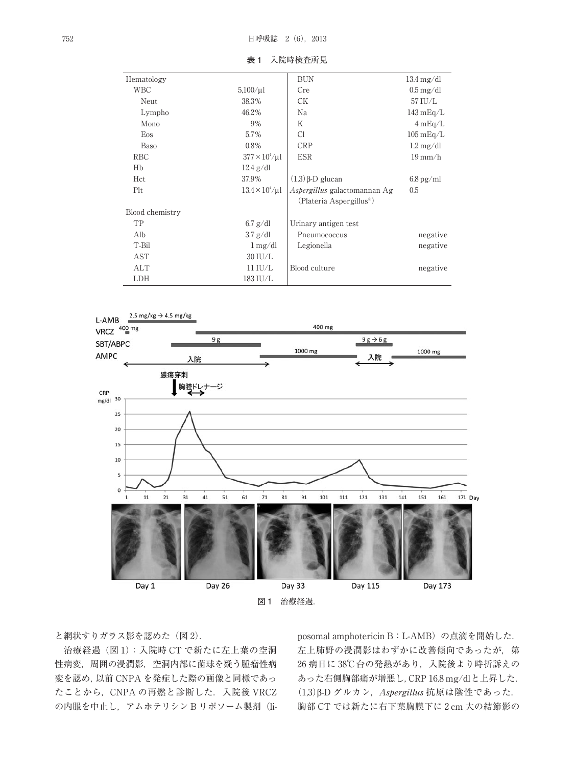**表 1** 入院時検査所見

| | | | |
|---|---|---|---|
| Hematology | | BUN | 13.4 mg/dl |
| WBC | 5,100/μl | Cre | 0.5 mg/dl |
| Neut | 38.3% | CK | 57 IU/L |
| Lympho | 46.2% | Na | 143 mEq/L |
| Mono | 9% | K | 4 mEq/L |
| Eos | 5.7% | Cl | 105 mEq/L |
| Baso | 0.8% | CRP | 1.2 mg/dl |
| RBC | $377 \times 10^4$/μl | ESR | 19 mm/h |
| Hb | 12.4 g/dl | | |
| Hct | 37.9% | (1,3)β-D glucan | 6.8 pg/ml |
| Plt | $13.4 \times 10^4$/μl | *Aspergillus* galactomannan Ag (Plateria Aspergillus®) | 0.5 |
| Blood chemistry | | | |
| TP | 6.7 g/dl | Urinary antigen test | |
| Alb | 3.7 g/dl | Pneumococcus | negative |
| T-Bil | 1 mg/dl | Legionella | negative |
| AST | 30 IU/L | | |
| ALT | 11 IU/L | Blood culture | negative |
| LDH | 183 IU/L | | |

**図 1** 治療経過.

と網状すりガラス影を認めた（図 2）.

治療経過（図 1）：入院時 CT で新たに左上葉の空洞性病変，周囲の浸潤影，空洞内部に菌球を疑う腫瘤性病変を認め，以前 CNPA を発症した際の画像と同様であったことから，CNPA の再燃と診断した．入院後 VRCZ の内服を中止し，アムホテリシン B リポソーム製剤（liposomal amphotericin B：L-AMB）の点滴を開始した．左上肺野の浸潤影はわずかに改善傾向であったが，第 26 病日に 38℃台の発熱があり，入院後より時折訴えのあった右側胸部痛が増悪し，CRP 16.8 mg/dl と上昇した．(1,3)β-D グルカン，*Aspergillus* 抗原は陰性であった．胸部 CT では新たに右下葉胸膜下に 2 cm 大の結節影の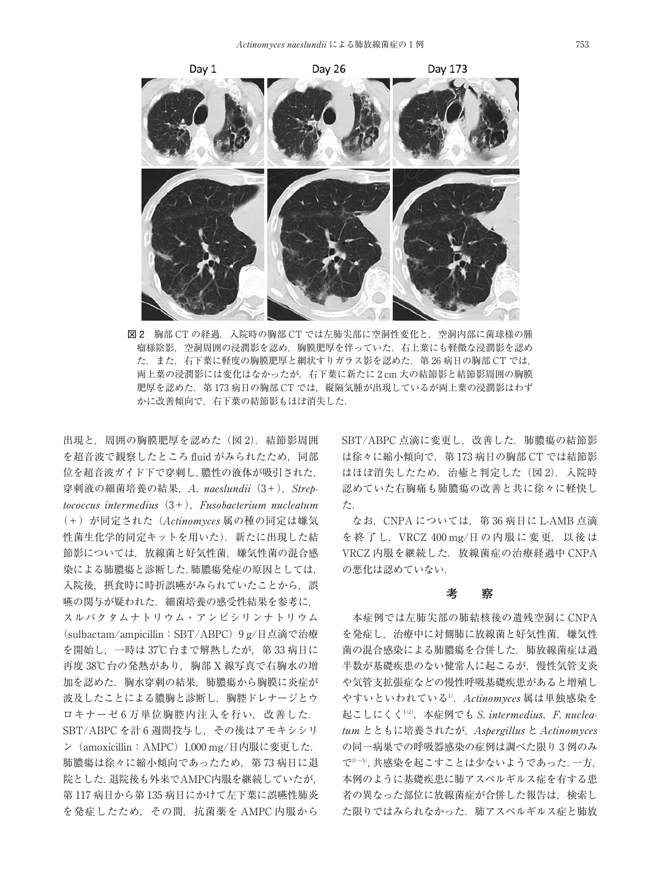図2　胸部 CT の経過．入院時の胸部 CT では左肺尖部に空洞性変化と，空洞内部に菌球様の腫瘤様陰影，空洞周囲の浸潤影を認め，胸膜肥厚を伴っていた．右上葉にも軽微な浸潤影を認めた．また，右下葉に軽度の胸膜肥厚と網状すりガラス影を認めた．第 26 病日の胸部 CT では，両上葉の浸潤影には変化はなかったが，右下葉に新たに 2 cm 大の結節影と結節影周囲の胸膜肥厚を認めた．第 173 病日の胸部 CT では，縦隔気腫が出現しているが両上葉の浸潤影はわずかに改善傾向で，右下葉の結節影もほぼ消失した．

出現と，周囲の胸膜肥厚を認めた（図 2）．結節影周囲を超音波で観察したところ fluid がみられたため，同部位を超音波ガイド下で穿刺し，膿性の液体が吸引された．穿刺液の細菌培養の結果，*A. naeslundii*（3＋），*Streptococcus intermedius*（3＋），*Fusobacterium nucleatum*（＋）が同定された（*Actinomyces* 属の種の同定は嫌気性菌生化学的同定キットを用いた）．新たに出現した結節影については，放線菌と好気性菌，嫌気性菌の混合感染による肺膿瘍と診断した．肺膿瘍発症の原因としては，入院後，摂食時に時折誤嚥がみられていたことから，誤嚥の関与が疑われた．細菌培養の感受性結果を参考に，スルバクタムナトリウム・アンピシリンナトリウム（sulbactam/ampicillin：SBT/ABPC）9 g/日点滴で治療を開始し，一時は 37℃台まで解熱したが，第 33 病日に再度 38℃台の発熱があり，胸部 X 線写真で右胸水の増加を認めた．胸水穿刺の結果，肺膿瘍から胸膜に炎症が波及したことによる膿胸と診断し，胸腔ドレナージとウロキナーゼ 6 万単位胸腔内注入を行い，改善した．SBT/ABPC を計 6 週間投与し，その後はアモキシシリン（amoxicillin：AMPC）1,000 mg/日内服に変更した．肺膿瘍は徐々に縮小傾向であったため，第 73 病日に退院とした．退院後も外来でAMPC内服を継続していたが，第 117 病日から第 135 病日にかけて左下葉に誤嚥性肺炎を発症したため，その間，抗菌薬を AMPC 内服から SBT/ABPC 点滴に変更し，改善した．肺膿瘍の結節影は徐々に縮小傾向で，第 173 病日の胸部 CT では結節影はほぼ消失したため，治癒と判定した（図 2）．入院時認めていた右胸痛も肺膿瘍の改善と共に徐々に軽快した．

なお，CNPA については，第 36 病日に L-AMB 点滴を終了し，VRCZ 400 mg/日の内服に変更，以後は VRCZ 内服を継続した．放線菌症の治療経過中 CNPA の悪化は認めていない．

## 考　察

本症例では左肺尖部の肺結核後の遺残空洞に CNPA を発症し，治療中に対側肺に放線菌と好気性菌，嫌気性菌の混合感染による肺膿瘍を合併した．肺放線菌症は過半数が基礎疾患のない健常人に起こるが，慢性気管支炎や気管支拡張症などの慢性呼吸基礎疾患があると増殖しやすいといわれている[1]．*Actinomyces* 属は単独感染を起こしにくく[1,2]，本症例でも *S. intermedius*，*F. nucleatum* とともに培養されたが，*Aspergillus* と *Actinomyces* の同一病巣での呼吸器感染の症例は調べた限り 3 例のみで[3~5]，共感染を起こすことは少ないようであった．一方，本例のように基礎疾患に肺アスペルギルス症を有する患者の異なった部位に放線菌症が合併した報告は，検索した限りではみられなかった．肺アスペルギルス症と肺放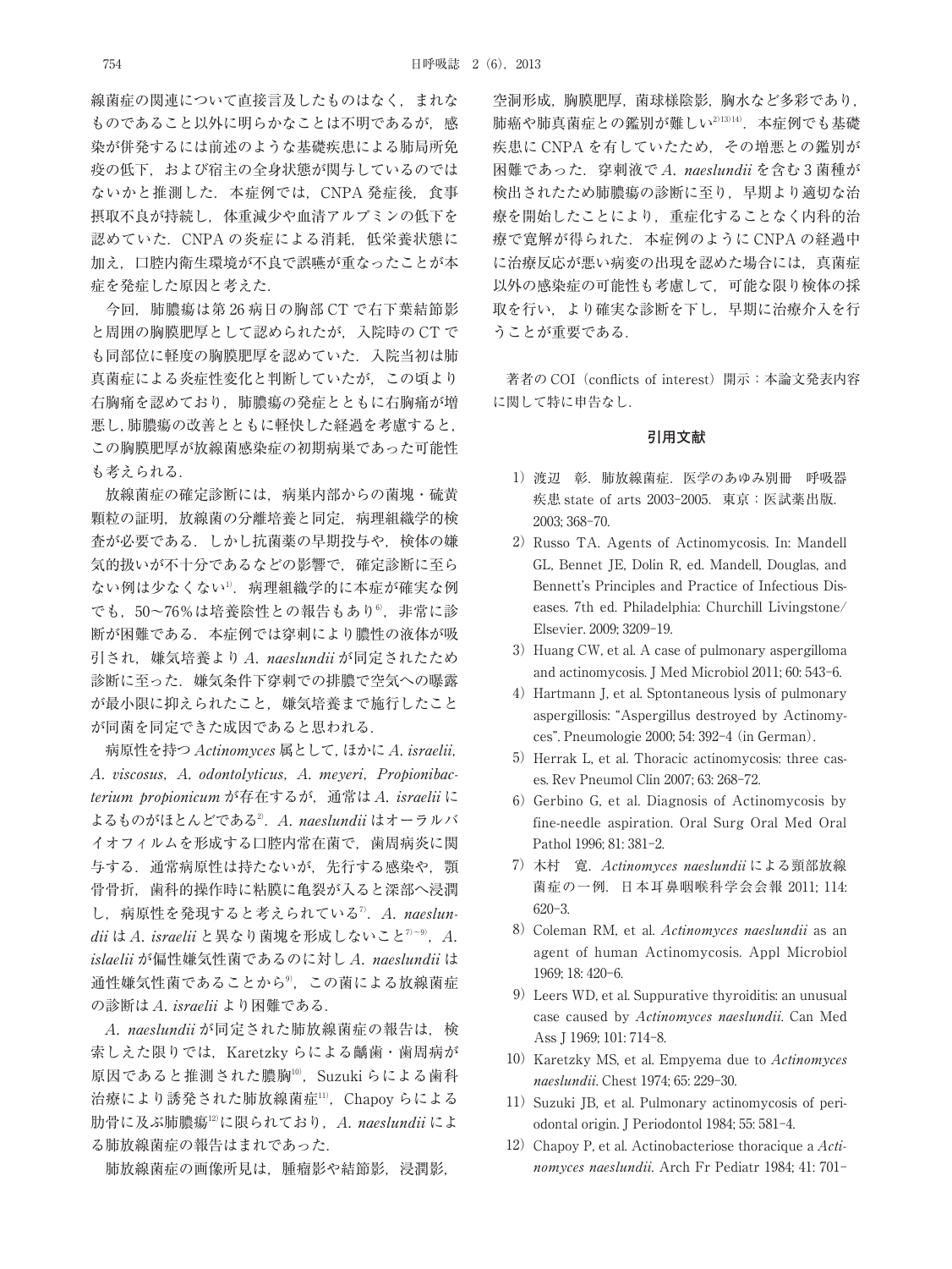線菌症の関連について直接言及したものはなく，まれなものであること以外に明らかなことは不明であるが，感染が併発するには前述のような基礎疾患による肺局所免疫の低下，および宿主の全身状態が関与しているのではないかと推測した．本症例では，CNPA 発症後，食事摂取不良が持続し，体重減少や血清アルブミンの低下を認めていた．CNPA の炎症による消耗，低栄養状態に加え，口腔内衛生環境が不良で誤嚥が重なったことが本症を発症した原因と考えた．

今回，肺膿瘍は第 26 病日の胸部 CT で右下葉結節影と周囲の胸膜肥厚として認められたが，入院時の CT でも同部位に軽度の胸膜肥厚を認めていた．入院当初は肺真菌症による炎症性変化と判断していたが，この頃より右胸痛を認めており，肺膿瘍の発症とともに右胸痛が増悪し，肺膿瘍の改善とともに軽快した経過を考慮すると，この胸膜肥厚が放線菌感染症の初期病巣であった可能性も考えられる．

放線菌症の確定診断には，病巣内部からの菌塊・硫黄顆粒の証明，放線菌の分離培養と同定，病理組織学的検査が必要である．しかし抗菌薬の早期投与や，検体の嫌気的扱いが不十分であるなどの影響で，確定診断に至らない例は少なくない[1]．病理組織学的に本症が確実な例でも，50～76%は培養陰性との報告もあり[6]，非常に診断が困難である．本症例では穿刺により膿性の液体が吸引され，嫌気培養より *A. naeslundii* が同定されたため診断に至った．嫌気条件下穿刺での排膿で空気への曝露が最小限に抑えられたこと，嫌気培養まで施行したことが同菌を同定できた成因であると思われる．

病原性を持つ *Actinomyces* 属として，ほかに *A. israelii*, *A. viscosus*, *A. odontolyticus*, *A. meyeri*, *Propionibacterium propionicum* が存在するが，通常は *A. israelii* によるものがほとんどである[2]．*A. naeslundii* はオーラルバイオフィルムを形成する口腔内常在菌で，歯周病炎に関与する．通常病原性は持たないが，先行する感染や，顎骨骨折，歯科的操作時に粘膜に亀裂が入ると深部へ浸潤し，病原性を発現すると考えられている[7]．*A. naeslundii* は *A. israelii* と異なり菌塊を形成しないこと[7～9]，*A. islaelii* が偏性嫌気性菌であるのに対し *A. naeslundii* は通性嫌気性菌であることから[9]，この菌による放線菌症の診断は *A. israelii* より困難である．

*A. naeslundii* が同定された肺放線菌症の報告は，検索しえた限りでは，Karetzky らによる齲歯・歯周病が原因であると推測された膿胸[10]，Suzuki らによる歯科治療により誘発された肺放線菌症[11]，Chapoy らによる肋骨に及ぶ肺膿瘍[12]に限られており，*A. naeslundii* による肺放線菌症の報告はまれであった．

肺放線菌症の画像所見は，腫瘤影や結節影，浸潤影，空洞形成，胸膜肥厚，菌球様陰影，胸水など多彩であり，肺癌や肺真菌症との鑑別が難しい[2][13][14]．本症例でも基礎疾患に CNPA を有していたため，その増悪との鑑別が困難であった．穿刺液で *A. naeslundii* を含む 3 菌種が検出されたため肺膿瘍の診断に至り，早期より適切な治療を開始したことにより，重症化することなく内科的治療で寛解が得られた．本症例のように CNPA の経過中に治療反応が悪い病変の出現を認めた場合には，真菌症以外の感染症の可能性も考慮して，可能な限り検体の採取を行い，より確実な診断を下し，早期に治療介入を行うことが重要である．

著者の COI（conflicts of interest）開示：本論文発表内容に関して特に申告なし．

## 引用文献

1) 渡辺　彰．肺放線菌症．医学のあゆみ別冊　呼吸器疾患 state of arts 2003-2005．東京：医試薬出版．2003; 368-70.
2) Russo TA. Agents of Actinomycosis. In: Mandell GL, Bennet JE, Dolin R, ed. Mandell, Douglas, and Bennett's Principles and Practice of Infectious Diseases. 7th ed. Philadelphia: Churchill Livingstone/Elsevier. 2009; 3209-19.
3) Huang CW, et al. A case of pulmonary aspergilloma and actinomycosis. J Med Microbiol 2011; 60: 543-6.
4) Hartmann J, et al. Sptontaneous lysis of pulmonary aspergillosis: "Aspergillus destroyed by Actinomyces". Pneumologie 2000; 54: 392-4 (in German).
5) Herrak L, et al. Thoracic actinomycosis: three cases. Rev Pneumol Clin 2007; 63: 268-72.
6) Gerbino G, et al. Diagnosis of Actinomycosis by fine-needle aspiration. Oral Surg Oral Med Oral Pathol 1996; 81: 381-2.
7) 木村　寛．*Actinomyces naeslundii* による頸部放線菌症の一例．日本耳鼻咽喉科学会会報 2011; 114: 620-3.
8) Coleman RM, et al. *Actinomyces naeslundii* as an agent of human Actinomycosis. Appl Microbiol 1969; 18: 420-6.
9) Leers WD, et al. Suppurative thyroiditis: an unusual case caused by *Actinomyces naeslundii*. Can Med Ass J 1969; 101: 714-8.
10) Karetzky MS, et al. Empyema due to *Actinomyces naeslundii*. Chest 1974; 65: 229-30.
11) Suzuki JB, et al. Pulmonary actinomycosis of periodontal origin. J Periodontol 1984; 55: 581-4.
12) Chapoy P, et al. Actinobacteriose thoracique a *Actinomyces naeslundii*. Arch Fr Pediatr 1984; 41: 701-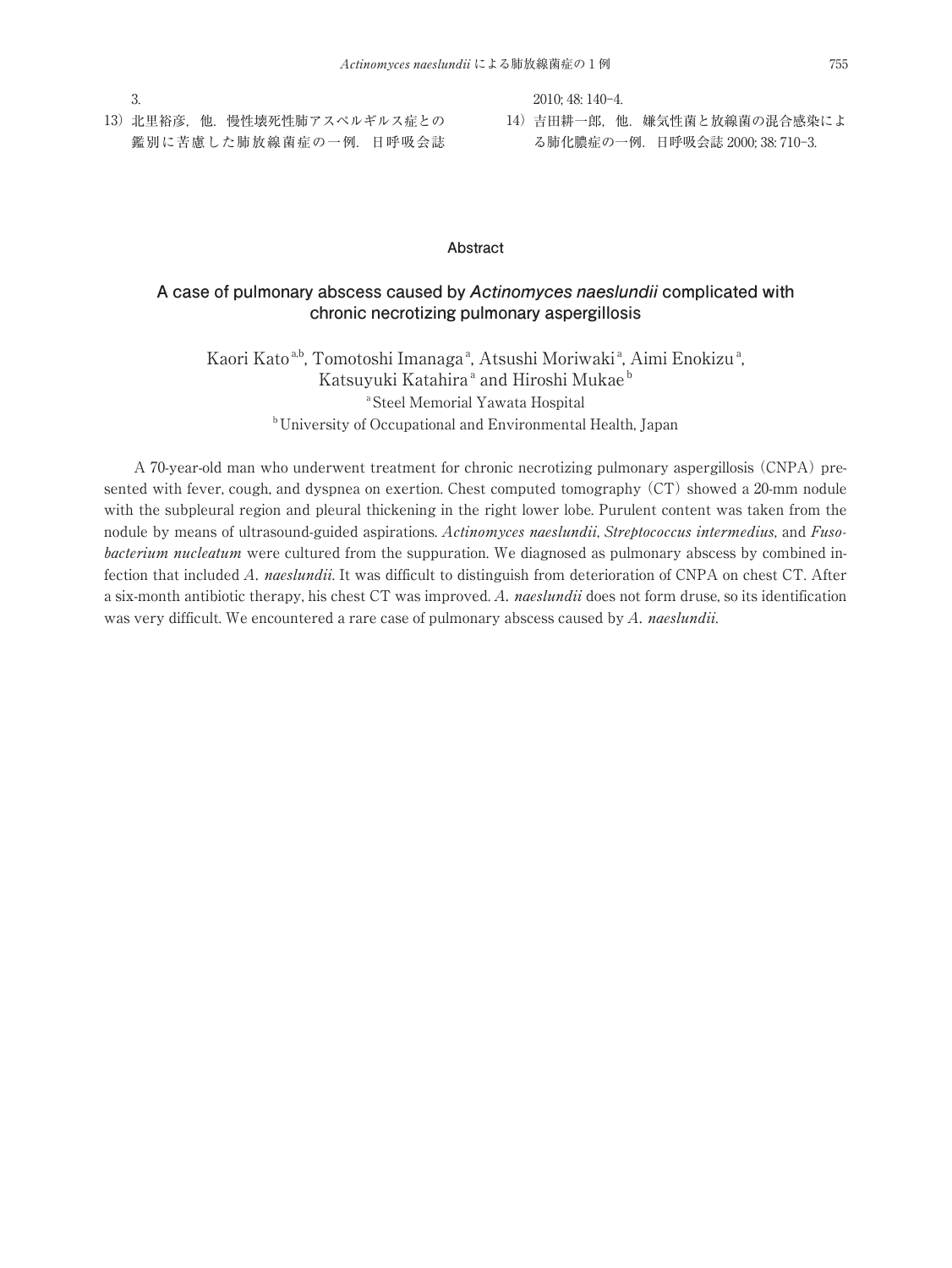3.

13) 北里裕彦，他．慢性壊死性肺アスペルギルス症との鑑別に苦慮した肺放線菌症の一例．日呼吸会誌 2010; 48: 140–4.

14) 吉田耕一郎，他．嫌気性菌と放線菌の混合感染による肺化膿症の一例．日呼吸会誌 2000; 38: 710–3.

## Abstract

### A case of pulmonary abscess caused by *Actinomyces naeslundii* complicated with chronic necrotizing pulmonary aspergillosis

Kaori Kato[a,b], Tomotoshi Imanaga[a], Atsushi Moriwaki[a], Aimi Enokizu[a], Katsuyuki Katahira[a] and Hiroshi Mukae[b]

[a] Steel Memorial Yawata Hospital
[b] University of Occupational and Environmental Health, Japan

A 70-year-old man who underwent treatment for chronic necrotizing pulmonary aspergillosis (CNPA) presented with fever, cough, and dyspnea on exertion. Chest computed tomography (CT) showed a 20-mm nodule with the subpleural region and pleural thickening in the right lower lobe. Purulent content was taken from the nodule by means of ultrasound-guided aspirations. *Actinomyces naeslundii*, *Streptococcus intermedius*, and *Fusobacterium nucleatum* were cultured from the suppuration. We diagnosed as pulmonary abscess by combined infection that included *A. naeslundii*. It was difficult to distinguish from deterioration of CNPA on chest CT. After a six-month antibiotic therapy, his chest CT was improved. *A. naeslundii* does not form druse, so its identification was very difficult. We encountered a rare case of pulmonary abscess caused by *A. naeslundii*.